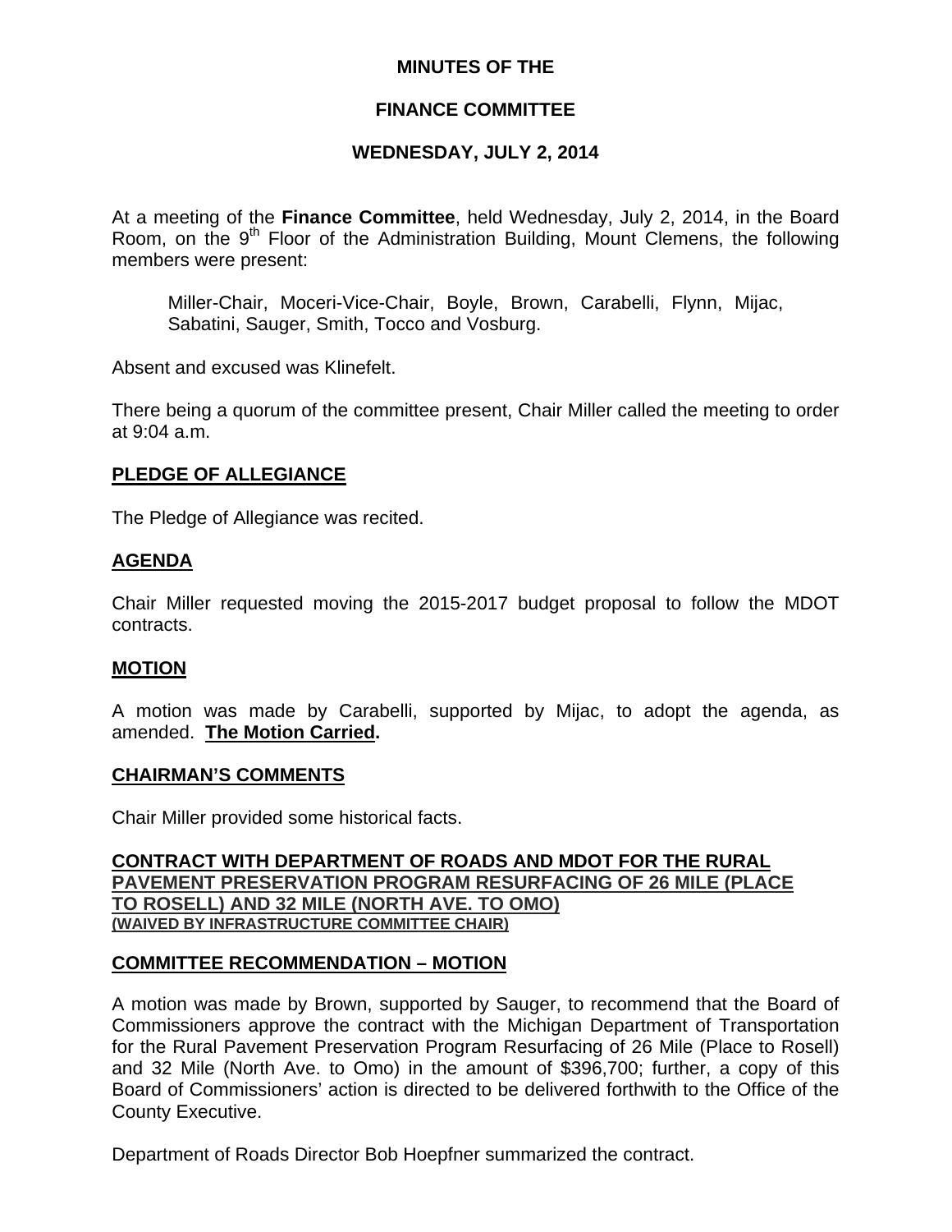# MINUTES OF THE

# FINANCE COMMITTEE

## WEDNESDAY, JULY 2, 2014

At a meeting of the **Finance Committee**, held Wednesday, July 2, 2014, in the Board Room, on the 9th Floor of the Administration Building, Mount Clemens, the following members were present:

> Miller-Chair, Moceri-Vice-Chair, Boyle, Brown, Carabelli, Flynn, Mijac, Sabatini, Sauger, Smith, Tocco and Vosburg.

Absent and excused was Klinefelt.

There being a quorum of the committee present, Chair Miller called the meeting to order at 9:04 a.m.

### PLEDGE OF ALLEGIANCE

The Pledge of Allegiance was recited.

### AGENDA

Chair Miller requested moving the 2015-2017 budget proposal to follow the MDOT contracts.

### MOTION

A motion was made by Carabelli, supported by Mijac, to adopt the agenda, as amended. **The Motion Carried.**

### CHAIRMAN'S COMMENTS

Chair Miller provided some historical facts.

### CONTRACT WITH DEPARTMENT OF ROADS AND MDOT FOR THE RURAL PAVEMENT PRESERVATION PROGRAM RESURFACING OF 26 MILE (PLACE TO ROSELL) AND 32 MILE (NORTH AVE. TO OMO)
**(WAIVED BY INFRASTRUCTURE COMMITTEE CHAIR)**

### COMMITTEE RECOMMENDATION – MOTION

A motion was made by Brown, supported by Sauger, to recommend that the Board of Commissioners approve the contract with the Michigan Department of Transportation for the Rural Pavement Preservation Program Resurfacing of 26 Mile (Place to Rosell) and 32 Mile (North Ave. to Omo) in the amount of $396,700; further, a copy of this Board of Commissioners' action is directed to be delivered forthwith to the Office of the County Executive.

Department of Roads Director Bob Hoepfner summarized the contract.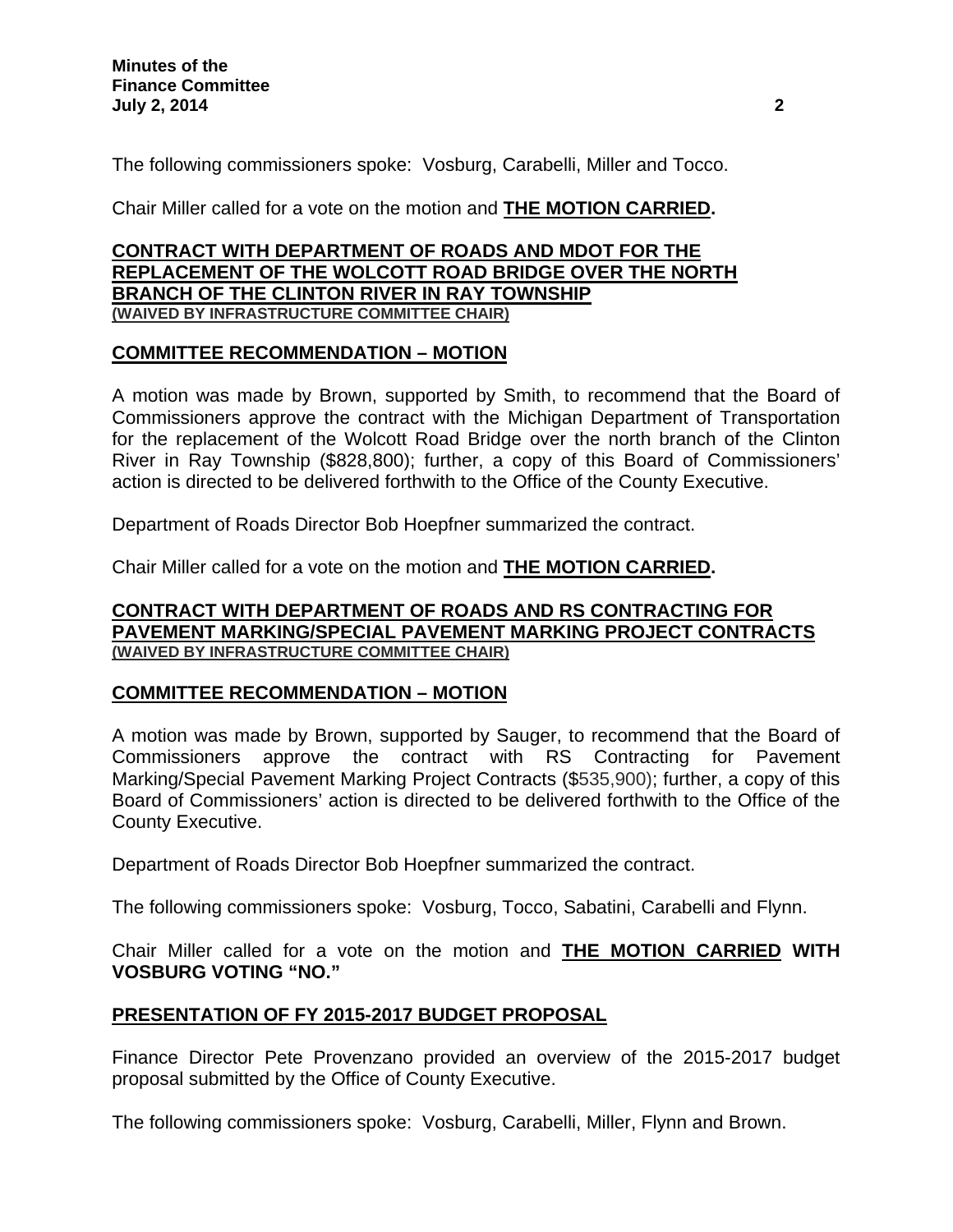The following commissioners spoke: Vosburg, Carabelli, Miller and Tocco.

Chair Miller called for a vote on the motion and **THE MOTION CARRIED.**

**CONTRACT WITH DEPARTMENT OF ROADS AND MDOT FOR THE REPLACEMENT OF THE WOLCOTT ROAD BRIDGE OVER THE NORTH BRANCH OF THE CLINTON RIVER IN RAY TOWNSHIP**
**(WAIVED BY INFRASTRUCTURE COMMITTEE CHAIR)**

**COMMITTEE RECOMMENDATION – MOTION**

A motion was made by Brown, supported by Smith, to recommend that the Board of Commissioners approve the contract with the Michigan Department of Transportation for the replacement of the Wolcott Road Bridge over the north branch of the Clinton River in Ray Township ($828,800); further, a copy of this Board of Commissioners' action is directed to be delivered forthwith to the Office of the County Executive.

Department of Roads Director Bob Hoepfner summarized the contract.

Chair Miller called for a vote on the motion and **THE MOTION CARRIED.**

**CONTRACT WITH DEPARTMENT OF ROADS AND RS CONTRACTING FOR PAVEMENT MARKING/SPECIAL PAVEMENT MARKING PROJECT CONTRACTS**
**(WAIVED BY INFRASTRUCTURE COMMITTEE CHAIR)**

**COMMITTEE RECOMMENDATION – MOTION**

A motion was made by Brown, supported by Sauger, to recommend that the Board of Commissioners approve the contract with RS Contracting for Pavement Marking/Special Pavement Marking Project Contracts ($535,900); further, a copy of this Board of Commissioners' action is directed to be delivered forthwith to the Office of the County Executive.

Department of Roads Director Bob Hoepfner summarized the contract.

The following commissioners spoke: Vosburg, Tocco, Sabatini, Carabelli and Flynn.

Chair Miller called for a vote on the motion and **THE MOTION CARRIED WITH VOSBURG VOTING "NO."**

**PRESENTATION OF FY 2015-2017 BUDGET PROPOSAL**

Finance Director Pete Provenzano provided an overview of the 2015-2017 budget proposal submitted by the Office of County Executive.

The following commissioners spoke: Vosburg, Carabelli, Miller, Flynn and Brown.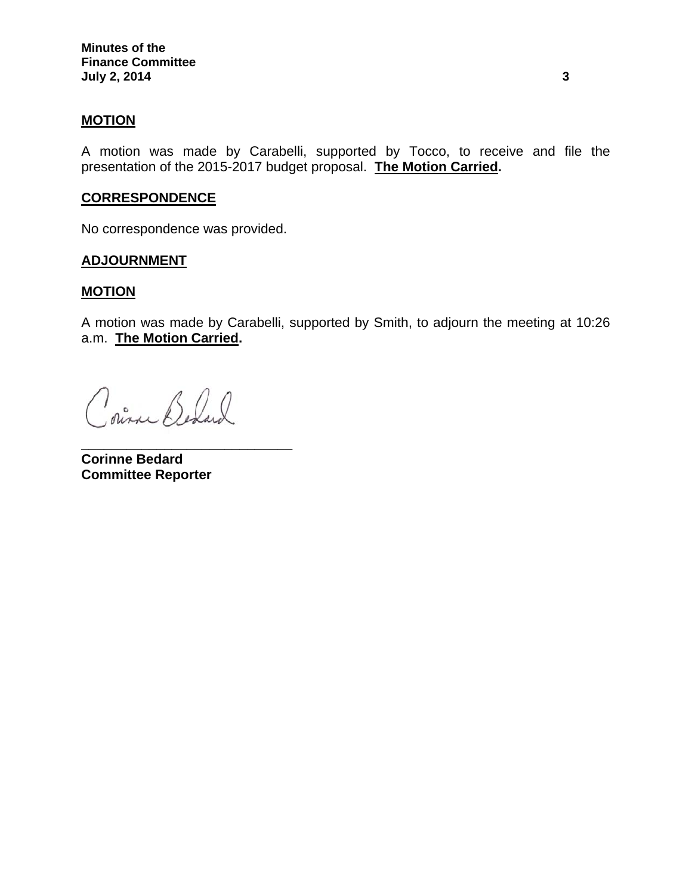**MOTION**

A motion was made by Carabelli, supported by Tocco, to receive and file the presentation of the 2015-2017 budget proposal. **The Motion Carried.**

**CORRESPONDENCE**

No correspondence was provided.

**ADJOURNMENT**

**MOTION**

A motion was made by Carabelli, supported by Smith, to adjourn the meeting at 10:26 a.m. **The Motion Carried.**

\_\_\_\_\_\_\_\_\_\_\_\_\_\_\_\_\_\_\_\_\_\_\_\_\_\_\_\_\_\_

**Corinne Bedard**
**Committee Reporter**